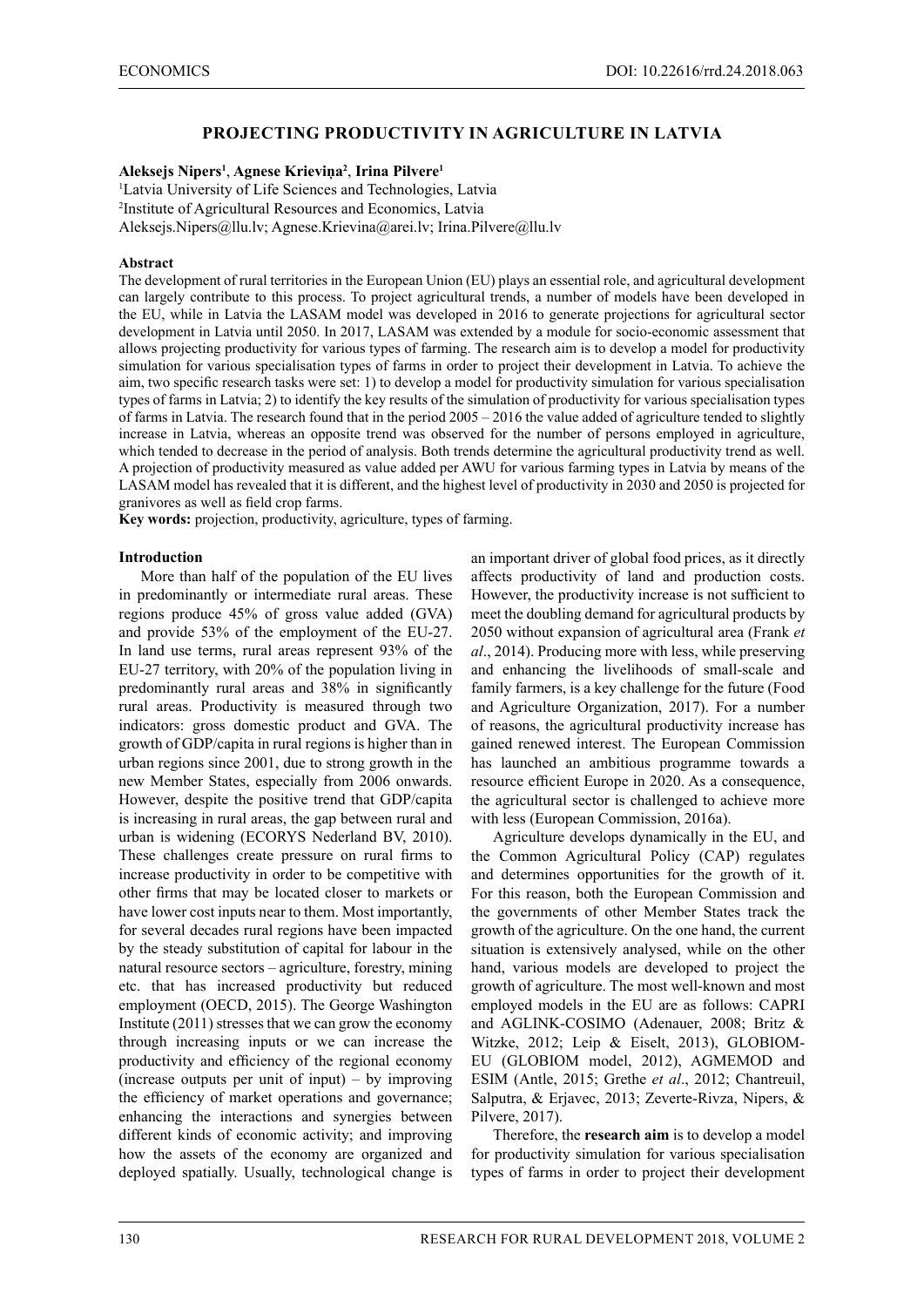# PROJECTING PRODUCTIVITY IN AGRICULTURE IN LATVIA

**Aleksejs Nipers[1], Agnese Krieviņa[2], Irina Pilvere[1]**

[1]Latvia University of Life Sciences and Technologies, Latvia
[2]Institute of Agricultural Resources and Economics, Latvia
Aleksejs.Nipers@llu.lv; Agnese.Krievina@arei.lv; Irina.Pilvere@llu.lv

### Abstract

The development of rural territories in the European Union (EU) plays an essential role, and agricultural development can largely contribute to this process. To project agricultural trends, a number of models have been developed in the EU, while in Latvia the LASAM model was developed in 2016 to generate projections for agricultural sector development in Latvia until 2050. In 2017, LASAM was extended by a module for socio-economic assessment that allows projecting productivity for various types of farming. The research aim is to develop a model for productivity simulation for various specialisation types of farms in order to project their development in Latvia. To achieve the aim, two specific research tasks were set: 1) to develop a model for productivity simulation for various specialisation types of farms in Latvia; 2) to identify the key results of the simulation of productivity for various specialisation types of farms in Latvia. The research found that in the period 2005 – 2016 the value added of agriculture tended to slightly increase in Latvia, whereas an opposite trend was observed for the number of persons employed in agriculture, which tended to decrease in the period of analysis. Both trends determine the agricultural productivity trend as well. A projection of productivity measured as value added per AWU for various farming types in Latvia by means of the LASAM model has revealed that it is different, and the highest level of productivity in 2030 and 2050 is projected for granivores as well as field crop farms.

**Key words:** projection, productivity, agriculture, types of farming.

### Introduction

More than half of the population of the EU lives in predominantly or intermediate rural areas. These regions produce 45% of gross value added (GVA) and provide 53% of the employment of the EU-27. In land use terms, rural areas represent 93% of the EU-27 territory, with 20% of the population living in predominantly rural areas and 38% in significantly rural areas. Productivity is measured through two indicators: gross domestic product and GVA. The growth of GDP/capita in rural regions is higher than in urban regions since 2001, due to strong growth in the new Member States, especially from 2006 onwards. However, despite the positive trend that GDP/capita is increasing in rural areas, the gap between rural and urban is widening (ECORYS Nederland BV, 2010). These challenges create pressure on rural firms to increase productivity in order to be competitive with other firms that may be located closer to markets or have lower cost inputs near to them. Most importantly, for several decades rural regions have been impacted by the steady substitution of capital for labour in the natural resource sectors – agriculture, forestry, mining etc. that has increased productivity but reduced employment (OECD, 2015). The George Washington Institute (2011) stresses that we can grow the economy through increasing inputs or we can increase the productivity and efficiency of the regional economy (increase outputs per unit of input) – by improving the efficiency of market operations and governance; enhancing the interactions and synergies between different kinds of economic activity; and improving how the assets of the economy are organized and deployed spatially. Usually, technological change is an important driver of global food prices, as it directly affects productivity of land and production costs. However, the productivity increase is not sufficient to meet the doubling demand for agricultural products by 2050 without expansion of agricultural area (Frank *et al*., 2014). Producing more with less, while preserving and enhancing the livelihoods of small-scale and family farmers, is a key challenge for the future (Food and Agriculture Organization, 2017). For a number of reasons, the agricultural productivity increase has gained renewed interest. The European Commission has launched an ambitious programme towards a resource efficient Europe in 2020. As a consequence, the agricultural sector is challenged to achieve more with less (European Commission, 2016a).

Agriculture develops dynamically in the EU, and the Common Agricultural Policy (CAP) regulates and determines opportunities for the growth of it. For this reason, both the European Commission and the governments of other Member States track the growth of the agriculture. On the one hand, the current situation is extensively analysed, while on the other hand, various models are developed to project the growth of agriculture. The most well-known and most employed models in the EU are as follows: CAPRI and AGLINK-COSIMO (Adenauer, 2008; Britz & Witzke, 2012; Leip & Eiselt, 2013), GLOBIOM-EU (GLOBIOM model, 2012), AGMEMOD and ESIM (Antle, 2015; Grethe *et al*., 2012; Chantreuil, Salputra, & Erjavec, 2013; Zeverte-Rivza, Nipers, & Pilvere, 2017).

Therefore, the **research aim** is to develop a model for productivity simulation for various specialisation types of farms in order to project their development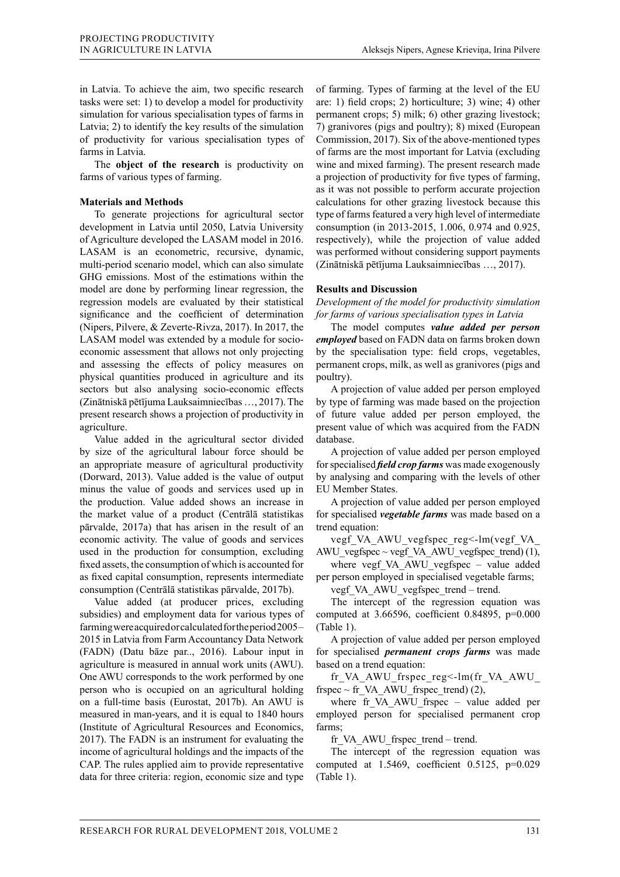in Latvia. To achieve the aim, two specific research tasks were set: 1) to develop a model for productivity simulation for various specialisation types of farms in Latvia; 2) to identify the key results of the simulation of productivity for various specialisation types of farms in Latvia.

The **object of the research** is productivity on farms of various types of farming.

## Materials and Methods

To generate projections for agricultural sector development in Latvia until 2050, Latvia University of Agriculture developed the LASAM model in 2016. LASAM is an econometric, recursive, dynamic, multi-period scenario model, which can also simulate GHG emissions. Most of the estimations within the model are done by performing linear regression, the regression models are evaluated by their statistical significance and the coefficient of determination (Nipers, Pilvere, & Zeverte-Rivza, 2017). In 2017, the LASAM model was extended by a module for socio-economic assessment that allows not only projecting and assessing the effects of policy measures on physical quantities produced in agriculture and its sectors but also analysing socio-economic effects (Zinātniskā pētījuma Lauksaimniecības …, 2017). The present research shows a projection of productivity in agriculture.

Value added in the agricultural sector divided by size of the agricultural labour force should be an appropriate measure of agricultural productivity (Dorward, 2013). Value added is the value of output minus the value of goods and services used up in the production. Value added shows an increase in the market value of a product (Centrālā statistikas pārvalde, 2017a) that has arisen in the result of an economic activity. The value of goods and services used in the production for consumption, excluding fixed assets, the consumption of which is accounted for as fixed capital consumption, represents intermediate consumption (Centrālā statistikas pārvalde, 2017b).

Value added (at producer prices, excluding subsidies) and employment data for various types of farming were acquired or calculated for the period 2005–2015 in Latvia from Farm Accountancy Data Network (FADN) (Datu bāze par.., 2016). Labour input in agriculture is measured in annual work units (AWU). One AWU corresponds to the work performed by one person who is occupied on an agricultural holding on a full-time basis (Eurostat, 2017b). An AWU is measured in man-years, and it is equal to 1840 hours (Institute of Agricultural Resources and Economics, 2017). The FADN is an instrument for evaluating the income of agricultural holdings and the impacts of the CAP. The rules applied aim to provide representative data for three criteria: region, economic size and type of farming. Types of farming at the level of the EU are: 1) field crops; 2) horticulture; 3) wine; 4) other permanent crops; 5) milk; 6) other grazing livestock; 7) granivores (pigs and poultry); 8) mixed (European Commission, 2017). Six of the above-mentioned types of farms are the most important for Latvia (excluding wine and mixed farming). The present research made a projection of productivity for five types of farming, as it was not possible to perform accurate projection calculations for other grazing livestock because this type of farms featured a very high level of intermediate consumption (in 2013-2015, 1.006, 0.974 and 0.925, respectively), while the projection of value added was performed without considering support payments (Zinātniskā pētījuma Lauksaimniecības …, 2017).

## Results and Discussion

*Development of the model for productivity simulation for farms of various specialisation types in Latvia*

The model computes ***value added per person employed*** based on FADN data on farms broken down by the specialisation type: field crops, vegetables, permanent crops, milk, as well as granivores (pigs and poultry).

A projection of value added per person employed by type of farming was made based on the projection of future value added per person employed, the present value of which was acquired from the FADN database.

A projection of value added per person employed for specialised ***field crop farms*** was made exogenously by analysing and comparing with the levels of other EU Member States.

A projection of value added per person employed for specialised ***vegetable farms*** was made based on a trend equation:

vegf_VA_AWU_vegfspec_reg<-lm(vegf_VA_AWU_vegfspec ~ vegf_VA_AWU_vegfspec_trend) (1),

where vegf_VA_AWU_vegfspec – value added per person employed in specialised vegetable farms;

vegf_VA_AWU_vegfspec_trend – trend.

The intercept of the regression equation was computed at 3.66596, coefficient 0.84895, p=0.000 (Table 1).

A projection of value added per person employed for specialised ***permanent crops farms*** was made based on a trend equation:

fr_VA_AWU_frspec_reg<-lm(fr_VA_AWU_frspec ~ fr_VA_AWU_frspec_trend) (2),

where fr_VA_AWU_frspec – value added per employed person for specialised permanent crop farms;

fr_VA_AWU_frspec_trend – trend.

The intercept of the regression equation was computed at 1.5469, coefficient 0.5125, p=0.029 (Table 1).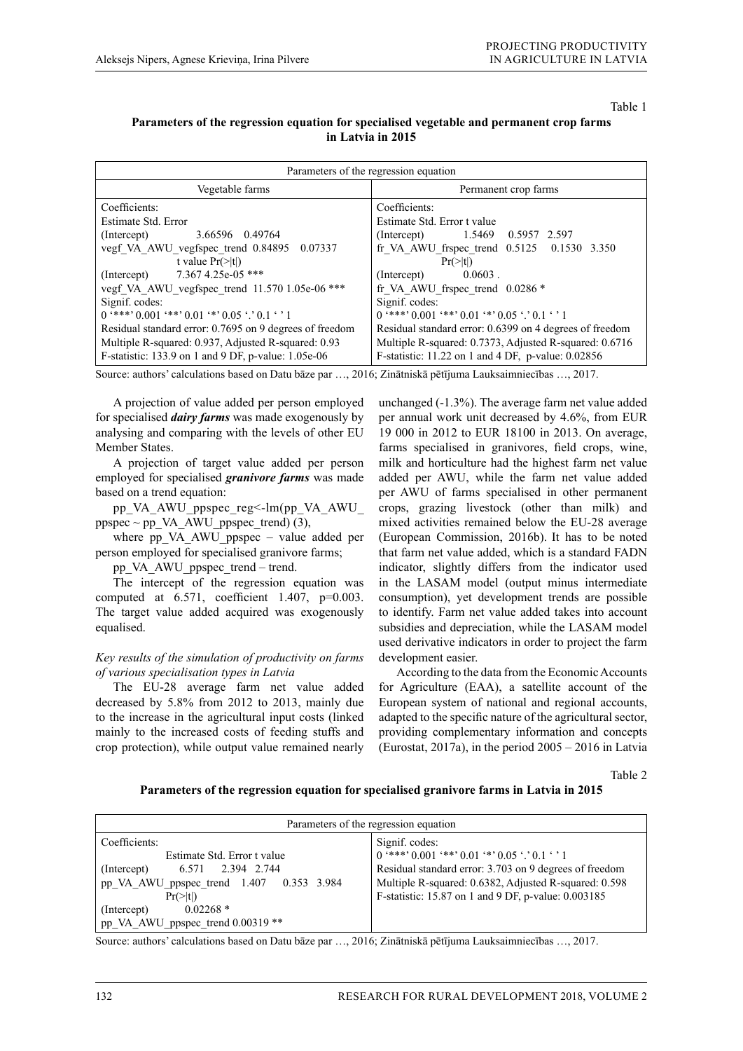Table 1

**Parameters of the regression equation for specialised vegetable and permanent crop farms in Latvia in 2015**

| Parameters of the regression equation | |
|---|---|
| Vegetable farms | Permanent crop farms |
| Coefficients:<br>Estimate Std. Error<br>(Intercept) 3.66596 0.49764<br>vegf_VA_AWU_vegfspec_trend 0.84895 0.07337<br>t value Pr(>\|t\|)<br>(Intercept) 7.367 4.25e-05 ***<br>vegf_VA_AWU_vegfspec_trend 11.570 1.05e-06 ***<br>Signif. codes:<br>0 '***' 0.001 '**' 0.01 '*' 0.05 '.' 0.1 ' ' 1<br>Residual standard error: 0.7695 on 9 degrees of freedom<br>Multiple R-squared: 0.937, Adjusted R-squared: 0.93<br>F-statistic: 133.9 on 1 and 9 DF, p-value: 1.05e-06 | Coefficients:<br>Estimate Std. Error t value<br>(Intercept) 1.5469 0.5957 2.597<br>fr_VA_AWU_frspec_trend 0.5125 0.1530 3.350<br>Pr(>\|t\|)<br>(Intercept) 0.0603 .<br>fr_VA_AWU_frspec_trend 0.0286 *<br>Signif. codes:<br>0 '***' 0.001 '**' 0.01 '*' 0.05 '.' 0.1 ' ' 1<br>Residual standard error: 0.6399 on 4 degrees of freedom<br>Multiple R-squared: 0.7373, Adjusted R-squared: 0.6716<br>F-statistic: 11.22 on 1 and 4 DF, p-value: 0.02856 |

Source: authors' calculations based on Datu bāze par …, 2016; Zinātniskā pētījuma Lauksaimniecības …, 2017.

A projection of value added per person employed for specialised ***dairy farms*** was made exogenously by analysing and comparing with the levels of other EU Member States.

A projection of target value added per person employed for specialised ***granivore farms*** was made based on a trend equation:

pp_VA_AWU_ppspec_reg<-lm(pp_VA_AWU_ppspec ~ pp_VA_AWU_ppspec_trend) (3),

where pp_VA_AWU_ppspec – value added per person employed for specialised granivore farms;

pp_VA_AWU_ppspec_trend – trend.

The intercept of the regression equation was computed at 6.571, coefficient 1.407, p=0.003. The target value added acquired was exogenously equalised.

*Key results of the simulation of productivity on farms of various specialisation types in Latvia*

The EU-28 average farm net value added decreased by 5.8% from 2012 to 2013, mainly due to the increase in the agricultural input costs (linked mainly to the increased costs of feeding stuffs and crop protection), while output value remained nearly unchanged (-1.3%). The average farm net value added per annual work unit decreased by 4.6%, from EUR 19 000 in 2012 to EUR 18100 in 2013. On average, farms specialised in granivores, field crops, wine, milk and horticulture had the highest farm net value added per AWU, while the farm net value added per AWU of farms specialised in other permanent crops, grazing livestock (other than milk) and mixed activities remained below the EU-28 average (European Commission, 2016b). It has to be noted that farm net value added, which is a standard FADN indicator, slightly differs from the indicator used in the LASAM model (output minus intermediate consumption), yet development trends are possible to identify. Farm net value added takes into account subsidies and depreciation, while the LASAM model used derivative indicators in order to project the farm development easier.

According to the data from the Economic Accounts for Agriculture (EAA), a satellite account of the European system of national and regional accounts, adapted to the specific nature of the agricultural sector, providing complementary information and concepts (Eurostat, 2017a), in the period 2005 – 2016 in Latvia

Table 2

**Parameters of the regression equation for specialised granivore farms in Latvia in 2015**

| Parameters of the regression equation | |
|---|---|
| Coefficients:<br>Estimate Std. Error t value<br>(Intercept) 6.571 2.394 2.744<br>pp_VA_AWU_ppspec_trend 1.407 0.353 3.984<br>Pr(>\|t\|)<br>(Intercept) 0.02268 *<br>pp_VA_AWU_ppspec_trend 0.00319 ** | Signif. codes:<br>0 '***' 0.001 '**' 0.01 '*' 0.05 '.' 0.1 ' ' 1<br>Residual standard error: 3.703 on 9 degrees of freedom<br>Multiple R-squared: 0.6382, Adjusted R-squared: 0.598<br>F-statistic: 15.87 on 1 and 9 DF, p-value: 0.003185 |

Source: authors' calculations based on Datu bāze par …, 2016; Zinātniskā pētījuma Lauksaimniecības …, 2017.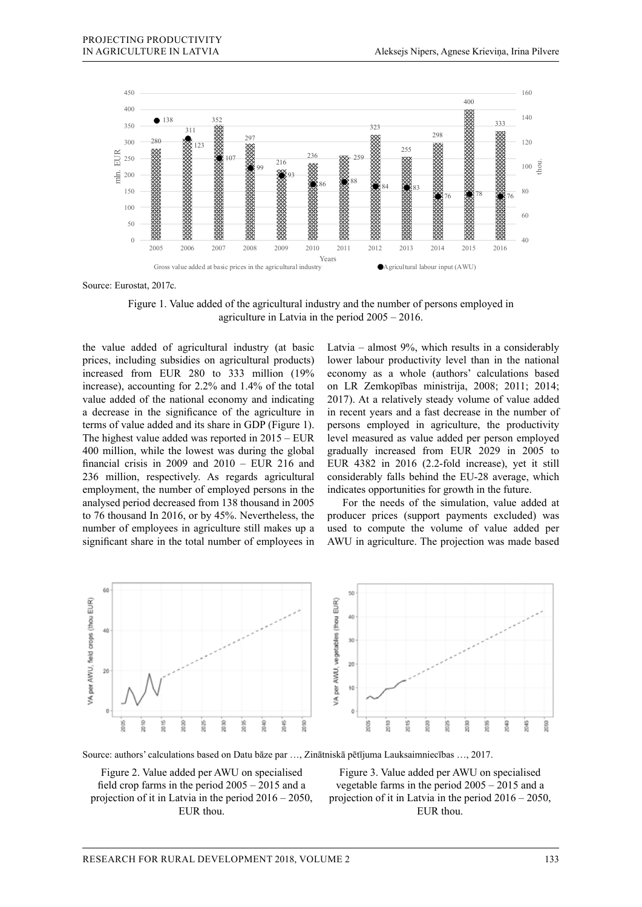Source: Eurostat, 2017c.

Figure 1. Value added of the agricultural industry and the number of persons employed in agriculture in Latvia in the period 2005 – 2016.

the value added of agricultural industry (at basic prices, including subsidies on agricultural products) increased from EUR 280 to 333 million (19% increase), accounting for 2.2% and 1.4% of the total value added of the national economy and indicating a decrease in the significance of the agriculture in terms of value added and its share in GDP (Figure 1). The highest value added was reported in 2015 – EUR 400 million, while the lowest was during the global financial crisis in 2009 and 2010 – EUR 216 and 236 million, respectively. As regards agricultural employment, the number of employed persons in the analysed period decreased from 138 thousand in 2005 to 76 thousand In 2016, or by 45%. Nevertheless, the number of employees in agriculture still makes up a significant share in the total number of employees in Latvia – almost 9%, which results in a considerably lower labour productivity level than in the national economy as a whole (authors' calculations based on LR Zemkopības ministrija, 2008; 2011; 2014; 2017). At a relatively steady volume of value added in recent years and a fast decrease in the number of persons employed in agriculture, the productivity level measured as value added per person employed gradually increased from EUR 2029 in 2005 to EUR 4382 in 2016 (2.2-fold increase), yet it still considerably falls behind the EU-28 average, which indicates opportunities for growth in the future.

For the needs of the simulation, value added at producer prices (support payments excluded) was used to compute the volume of value added per AWU in agriculture. The projection was made based

Source: authors' calculations based on Datu bāze par …, Zinātniskā pētījuma Lauksaimniecības …, 2017.

Figure 2. Value added per AWU on specialised field crop farms in the period 2005 – 2015 and a projection of it in Latvia in the period 2016 – 2050, EUR thou.

Figure 3. Value added per AWU on specialised vegetable farms in the period 2005 – 2015 and a projection of it in Latvia in the period 2016 – 2050, EUR thou.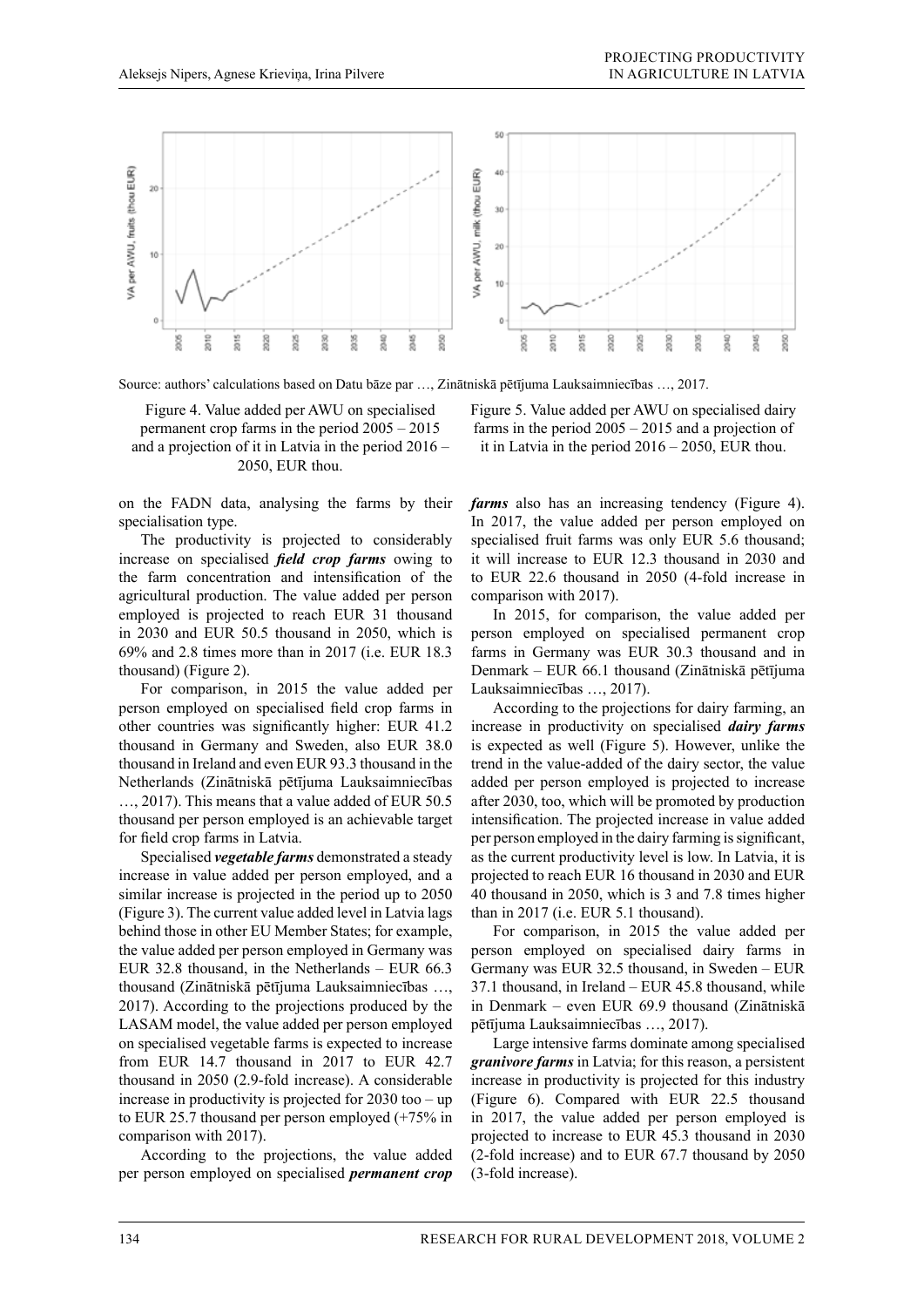Source: authors' calculations based on Datu bāze par …, Zinātniskā pētījuma Lauksaimniecības …, 2017.

Figure 4. Value added per AWU on specialised permanent crop farms in the period 2005 – 2015 and a projection of it in Latvia in the period 2016 – 2050, EUR thou.

Figure 5. Value added per AWU on specialised dairy farms in the period 2005 – 2015 and a projection of it in Latvia in the period 2016 – 2050, EUR thou.

on the FADN data, analysing the farms by their specialisation type.

The productivity is projected to considerably increase on specialised ***field crop farms*** owing to the farm concentration and intensification of the agricultural production. The value added per person employed is projected to reach EUR 31 thousand in 2030 and EUR 50.5 thousand in 2050, which is 69% and 2.8 times more than in 2017 (i.e. EUR 18.3 thousand) (Figure 2).

For comparison, in 2015 the value added per person employed on specialised field crop farms in other countries was significantly higher: EUR 41.2 thousand in Germany and Sweden, also EUR 38.0 thousand in Ireland and even EUR 93.3 thousand in the Netherlands (Zinātniskā pētījuma Lauksaimniecības …, 2017). This means that a value added of EUR 50.5 thousand per person employed is an achievable target for field crop farms in Latvia.

Specialised ***vegetable farms*** demonstrated a steady increase in value added per person employed, and a similar increase is projected in the period up to 2050 (Figure 3). The current value added level in Latvia lags behind those in other EU Member States; for example, the value added per person employed in Germany was EUR 32.8 thousand, in the Netherlands – EUR 66.3 thousand (Zinātniskā pētījuma Lauksaimniecības …, 2017). According to the projections produced by the LASAM model, the value added per person employed on specialised vegetable farms is expected to increase from EUR 14.7 thousand in 2017 to EUR 42.7 thousand in 2050 (2.9-fold increase). A considerable increase in productivity is projected for 2030 too – up to EUR 25.7 thousand per person employed (+75% in comparison with 2017).

According to the projections, the value added per person employed on specialised ***permanent crop farms*** also has an increasing tendency (Figure 4). In 2017, the value added per person employed on specialised fruit farms was only EUR 5.6 thousand; it will increase to EUR 12.3 thousand in 2030 and to EUR 22.6 thousand in 2050 (4-fold increase in comparison with 2017).

In 2015, for comparison, the value added per person employed on specialised permanent crop farms in Germany was EUR 30.3 thousand and in Denmark – EUR 66.1 thousand (Zinātniskā pētījuma Lauksaimniecības …, 2017).

According to the projections for dairy farming, an increase in productivity on specialised ***dairy farms*** is expected as well (Figure 5). However, unlike the trend in the value-added of the dairy sector, the value added per person employed is projected to increase after 2030, too, which will be promoted by production intensification. The projected increase in value added per person employed in the dairy farming is significant, as the current productivity level is low. In Latvia, it is projected to reach EUR 16 thousand in 2030 and EUR 40 thousand in 2050, which is 3 and 7.8 times higher than in 2017 (i.e. EUR 5.1 thousand).

For comparison, in 2015 the value added per person employed on specialised dairy farms in Germany was EUR 32.5 thousand, in Sweden – EUR 37.1 thousand, in Ireland – EUR 45.8 thousand, while in Denmark – even EUR 69.9 thousand (Zinātniskā pētījuma Lauksaimniecības …, 2017).

Large intensive farms dominate among specialised ***granivore farms*** in Latvia; for this reason, a persistent increase in productivity is projected for this industry (Figure 6). Compared with EUR 22.5 thousand in 2017, the value added per person employed is projected to increase to EUR 45.3 thousand in 2030 (2-fold increase) and to EUR 67.7 thousand by 2050 (3-fold increase).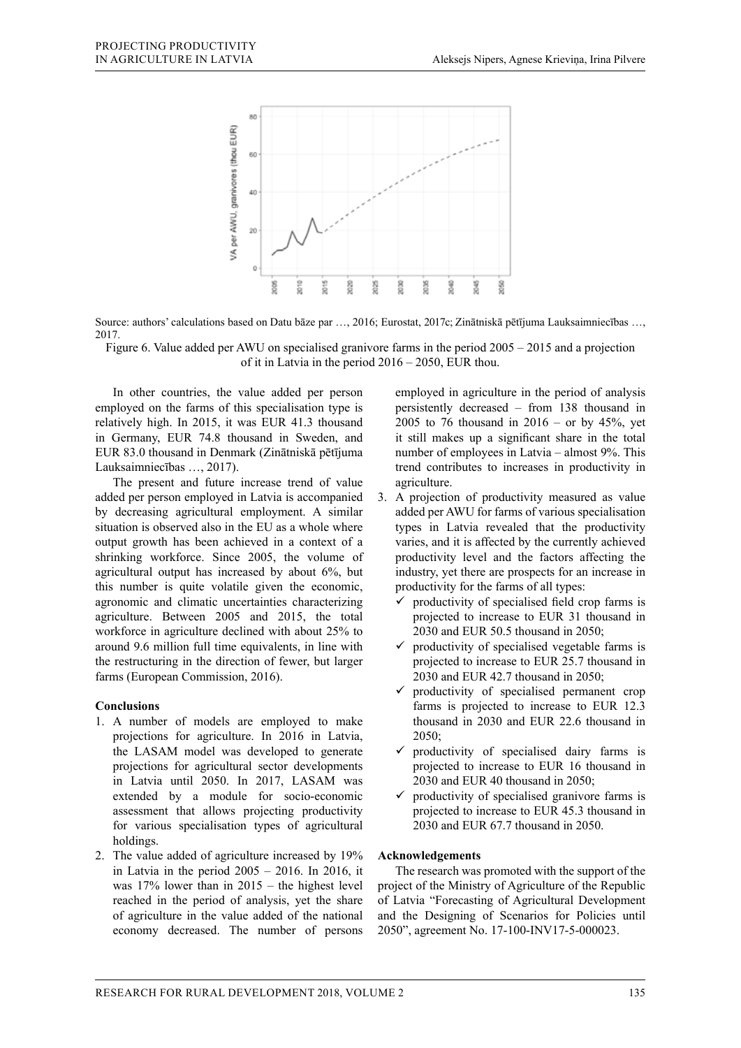Source: authors' calculations based on Datu bāze par …, 2016; Eurostat, 2017c; Zinātniskā pētījuma Lauksaimniecības …, 2017.

Figure 6. Value added per AWU on specialised granivore farms in the period 2005 – 2015 and a projection of it in Latvia in the period 2016 – 2050, EUR thou.

In other countries, the value added per person employed on the farms of this specialisation type is relatively high. In 2015, it was EUR 41.3 thousand in Germany, EUR 74.8 thousand in Sweden, and EUR 83.0 thousand in Denmark (Zinātniskā pētījuma Lauksaimniecības …, 2017).

The present and future increase trend of value added per person employed in Latvia is accompanied by decreasing agricultural employment. A similar situation is observed also in the EU as a whole where output growth has been achieved in a context of a shrinking workforce. Since 2005, the volume of agricultural output has increased by about 6%, but this number is quite volatile given the economic, agronomic and climatic uncertainties characterizing agriculture. Between 2005 and 2015, the total workforce in agriculture declined with about 25% to around 9.6 million full time equivalents, in line with the restructuring in the direction of fewer, but larger farms (European Commission, 2016).

## Conclusions

1. A number of models are employed to make projections for agriculture. In 2016 in Latvia, the LASAM model was developed to generate projections for agricultural sector developments in Latvia until 2050. In 2017, LASAM was extended by a module for socio-economic assessment that allows projecting productivity for various specialisation types of agricultural holdings.
2. The value added of agriculture increased by 19% in Latvia in the period 2005 – 2016. In 2016, it was 17% lower than in 2015 – the highest level reached in the period of analysis, yet the share of agriculture in the value added of the national economy decreased. The number of persons employed in agriculture in the period of analysis persistently decreased – from 138 thousand in 2005 to 76 thousand in 2016 – or by 45%, yet it still makes up a significant share in the total number of employees in Latvia – almost 9%. This trend contributes to increases in productivity in agriculture.
3. A projection of productivity measured as value added per AWU for farms of various specialisation types in Latvia revealed that the productivity varies, and it is affected by the currently achieved productivity level and the factors affecting the industry, yet there are prospects for an increase in productivity for the farms of all types:
   - ✓ productivity of specialised field crop farms is projected to increase to EUR 31 thousand in 2030 and EUR 50.5 thousand in 2050;
   - ✓ productivity of specialised vegetable farms is projected to increase to EUR 25.7 thousand in 2030 and EUR 42.7 thousand in 2050;
   - ✓ productivity of specialised permanent crop farms is projected to increase to EUR 12.3 thousand in 2030 and EUR 22.6 thousand in 2050;
   - ✓ productivity of specialised dairy farms is projected to increase to EUR 16 thousand in 2030 and EUR 40 thousand in 2050;
   - ✓ productivity of specialised granivore farms is projected to increase to EUR 45.3 thousand in 2030 and EUR 67.7 thousand in 2050.

## Acknowledgements

The research was promoted with the support of the project of the Ministry of Agriculture of the Republic of Latvia "Forecasting of Agricultural Development and the Designing of Scenarios for Policies until 2050", agreement No. 17-100-INV17-5-000023.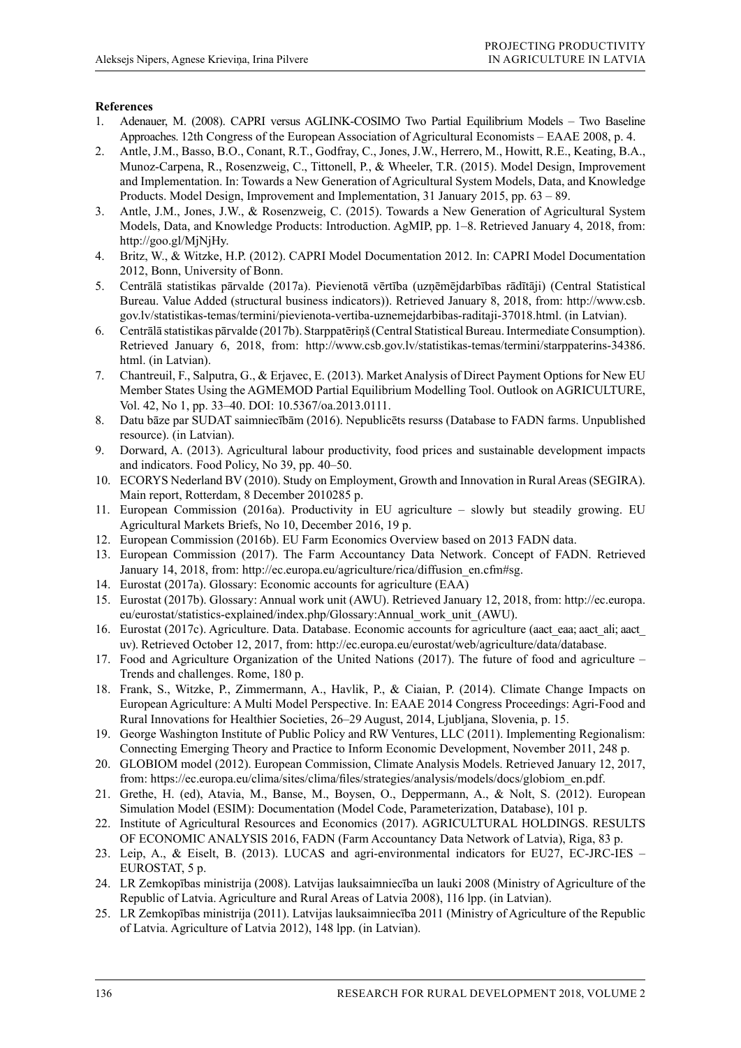**References**

1. Adenauer, M. (2008). CAPRI versus AGLINK-COSIMO Two Partial Equilibrium Models – Two Baseline Approaches. 12th Congress of the European Association of Agricultural Economists – EAAE 2008, p. 4.
2. Antle, J.M., Basso, B.O., Conant, R.T., Godfray, C., Jones, J.W., Herrero, M., Howitt, R.E., Keating, B.A., Munoz-Carpena, R., Rosenzweig, C., Tittonell, P., & Wheeler, T.R. (2015). Model Design, Improvement and Implementation. In: Towards a New Generation of Agricultural System Models, Data, and Knowledge Products. Model Design, Improvement and Implementation, 31 January 2015, pp. 63 – 89.
3. Antle, J.M., Jones, J.W., & Rosenzweig, C. (2015). Towards a New Generation of Agricultural System Models, Data, and Knowledge Products: Introduction. AgMIP, pp. 1–8. Retrieved January 4, 2018, from: http://goo.gl/MjNjHy.
4. Britz, W., & Witzke, H.P. (2012). CAPRI Model Documentation 2012. In: CAPRI Model Documentation 2012, Bonn, University of Bonn.
5. Centrālā statistikas pārvalde (2017a). Pievienotā vērtība (uzņēmējdarbības rādītāji) (Central Statistical Bureau. Value Added (structural business indicators)). Retrieved January 8, 2018, from: http://www.csb.gov.lv/statistikas-temas/termini/pievienota-vertiba-uznemejdarbibas-raditaji-37018.html. (in Latvian).
6. Centrālā statistikas pārvalde (2017b). Starppatēriņš (Central Statistical Bureau. Intermediate Consumption). Retrieved January 6, 2018, from: http://www.csb.gov.lv/statistikas-temas/termini/starppaterins-34386.html. (in Latvian).
7. Chantreuil, F., Salputra, G., & Erjavec, E. (2013). Market Analysis of Direct Payment Options for New EU Member States Using the AGMEMOD Partial Equilibrium Modelling Tool. Outlook on AGRICULTURE, Vol. 42, No 1, pp. 33–40. DOI: 10.5367/oa.2013.0111.
8. Datu bāze par SUDAT saimniecībām (2016). Nepublicēts resurss (Database to FADN farms. Unpublished resource). (in Latvian).
9. Dorward, A. (2013). Agricultural labour productivity, food prices and sustainable development impacts and indicators. Food Policy, No 39, pp. 40–50.
10. ECORYS Nederland BV (2010). Study on Employment, Growth and Innovation in Rural Areas (SEGIRA). Main report, Rotterdam, 8 December 2010285 p.
11. European Commission (2016a). Productivity in EU agriculture – slowly but steadily growing. EU Agricultural Markets Briefs, No 10, December 2016, 19 p.
12. European Commission (2016b). EU Farm Economics Overview based on 2013 FADN data.
13. European Commission (2017). The Farm Accountancy Data Network. Concept of FADN. Retrieved January 14, 2018, from: http://ec.europa.eu/agriculture/rica/diffusion_en.cfm#sg.
14. Eurostat (2017a). Glossary: Economic accounts for agriculture (EAA)
15. Eurostat (2017b). Glossary: Annual work unit (AWU). Retrieved January 12, 2018, from: http://ec.europa.eu/eurostat/statistics-explained/index.php/Glossary:Annual_work_unit_(AWU).
16. Eurostat (2017c). Agriculture. Data. Database. Economic accounts for agriculture (aact_eaa; aact_ali; aact_uv). Retrieved October 12, 2017, from: http://ec.europa.eu/eurostat/web/agriculture/data/database.
17. Food and Agriculture Organization of the United Nations (2017). The future of food and agriculture – Trends and challenges. Rome, 180 p.
18. Frank, S., Witzke, P., Zimmermann, A., Havlik, P., & Ciaian, P. (2014). Climate Change Impacts on European Agriculture: A Multi Model Perspective. In: EAAE 2014 Congress Proceedings: Agri-Food and Rural Innovations for Healthier Societies, 26–29 August, 2014, Ljubljana, Slovenia, p. 15.
19. George Washington Institute of Public Policy and RW Ventures, LLC (2011). Implementing Regionalism: Connecting Emerging Theory and Practice to Inform Economic Development, November 2011, 248 p.
20. GLOBIOM model (2012). European Commission, Climate Analysis Models. Retrieved January 12, 2017, from: https://ec.europa.eu/clima/sites/clima/files/strategies/analysis/models/docs/globiom_en.pdf.
21. Grethe, H. (ed), Atavia, M., Banse, M., Boysen, O., Deppermann, A., & Nolt, S. (2012). European Simulation Model (ESIM): Documentation (Model Code, Parameterization, Database), 101 p.
22. Institute of Agricultural Resources and Economics (2017). AGRICULTURAL HOLDINGS. RESULTS OF ECONOMIC ANALYSIS 2016, FADN (Farm Accountancy Data Network of Latvia), Riga, 83 p.
23. Leip, A., & Eiselt, B. (2013). LUCAS and agri-environmental indicators for EU27, EC-JRC-IES – EUROSTAT, 5 p.
24. LR Zemkopības ministrija (2008). Latvijas lauksaimniecība un lauki 2008 (Ministry of Agriculture of the Republic of Latvia. Agriculture and Rural Areas of Latvia 2008), 116 lpp. (in Latvian).
25. LR Zemkopības ministrija (2011). Latvijas lauksaimniecība 2011 (Ministry of Agriculture of the Republic of Latvia. Agriculture of Latvia 2012), 148 lpp. (in Latvian).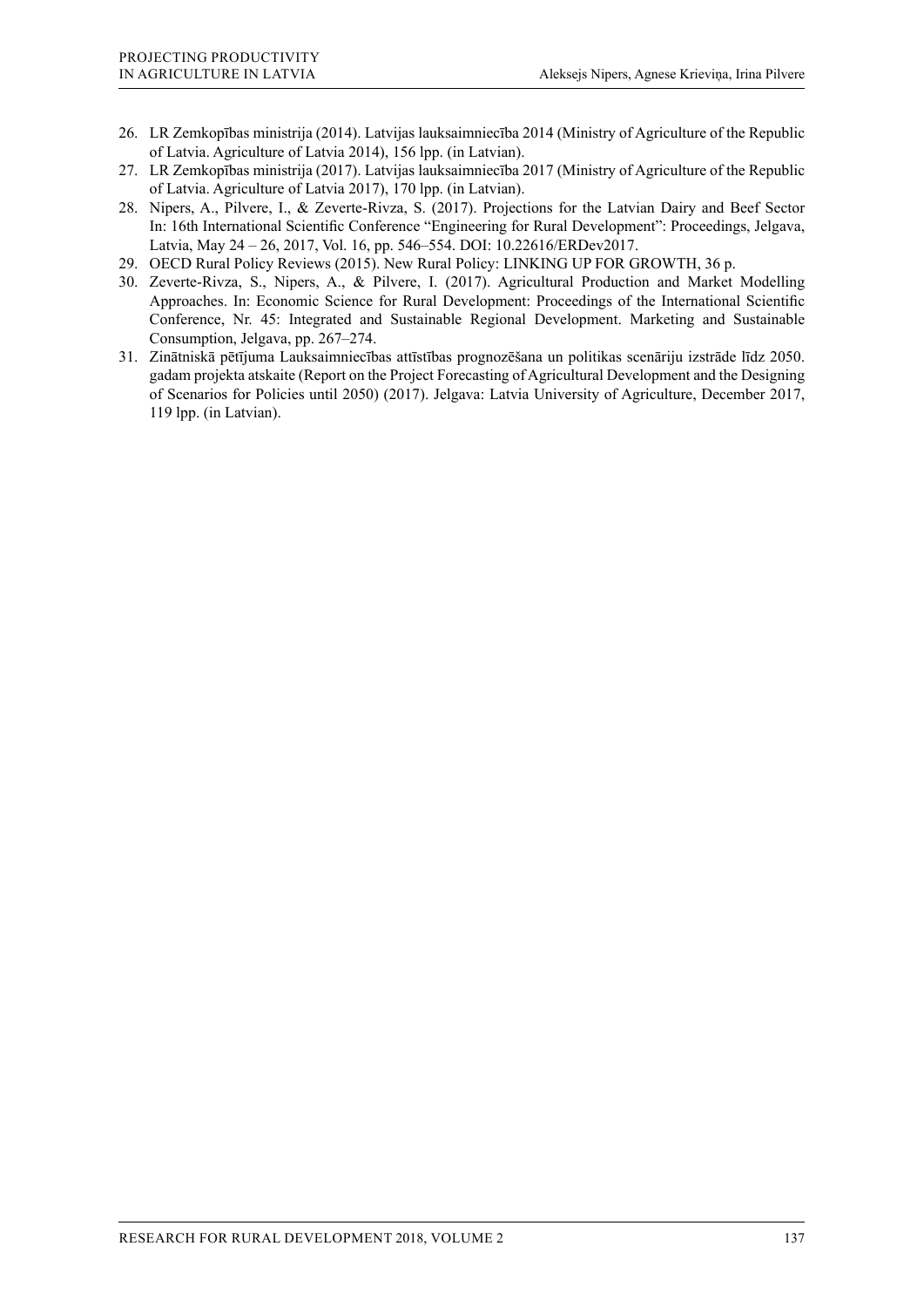26. LR Zemkopības ministrija (2014). Latvijas lauksaimniecība 2014 (Ministry of Agriculture of the Republic of Latvia. Agriculture of Latvia 2014), 156 lpp. (in Latvian).
27. LR Zemkopības ministrija (2017). Latvijas lauksaimniecība 2017 (Ministry of Agriculture of the Republic of Latvia. Agriculture of Latvia 2017), 170 lpp. (in Latvian).
28. Nipers, A., Pilvere, I., & Zeverte-Rivza, S. (2017). Projections for the Latvian Dairy and Beef Sector In: 16th International Scientific Conference "Engineering for Rural Development": Proceedings, Jelgava, Latvia, May 24 – 26, 2017, Vol. 16, pp. 546–554. DOI: 10.22616/ERDev2017.
29. OECD Rural Policy Reviews (2015). New Rural Policy: LINKING UP FOR GROWTH, 36 p.
30. Zeverte-Rivza, S., Nipers, A., & Pilvere, I. (2017). Agricultural Production and Market Modelling Approaches. In: Economic Science for Rural Development: Proceedings of the International Scientific Conference, Nr. 45: Integrated and Sustainable Regional Development. Marketing and Sustainable Consumption, Jelgava, pp. 267–274.
31. Zinātniskā pētījuma Lauksaimniecības attīstības prognozēšana un politikas scenāriju izstrāde līdz 2050. gadam projekta atskaite (Report on the Project Forecasting of Agricultural Development and the Designing of Scenarios for Policies until 2050) (2017). Jelgava: Latvia University of Agriculture, December 2017, 119 lpp. (in Latvian).